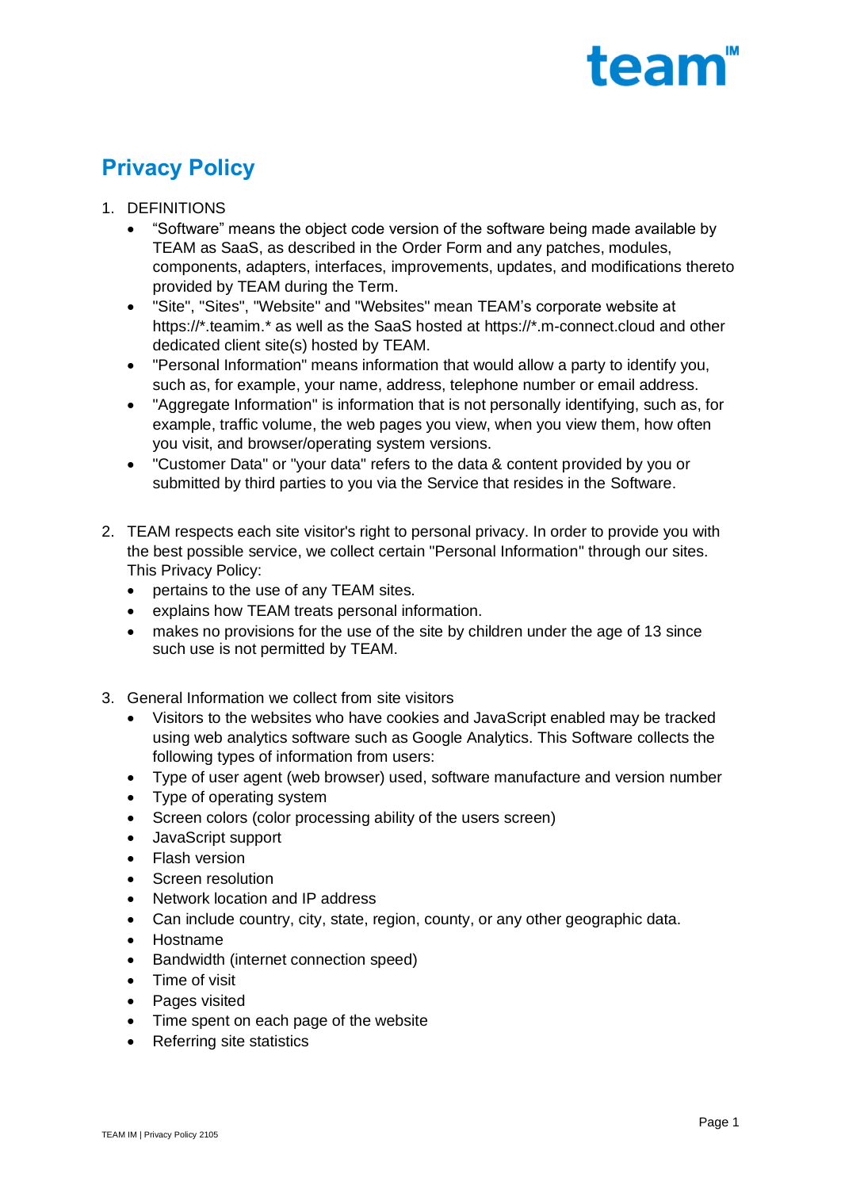# Privacy Policy

1. DEFINITIONS
   - “Software” means the object code version of the software being made available by TEAM as SaaS, as described in the Order Form and any patches, modules, components, adapters, interfaces, improvements, updates, and modifications thereto provided by TEAM during the Term.
   - "Site", "Sites", "Website" and "Websites" mean TEAM’s corporate website at https://*.teamim.* as well as the SaaS hosted at https://*.m-connect.cloud and other dedicated client site(s) hosted by TEAM.
   - "Personal Information" means information that would allow a party to identify you, such as, for example, your name, address, telephone number or email address.
   - "Aggregate Information" is information that is not personally identifying, such as, for example, traffic volume, the web pages you view, when you view them, how often you visit, and browser/operating system versions.
   - "Customer Data" or "your data" refers to the data & content provided by you or submitted by third parties to you via the Service that resides in the Software.

2. TEAM respects each site visitor's right to personal privacy. In order to provide you with the best possible service, we collect certain "Personal Information" through our sites. This Privacy Policy:
   - pertains to the use of any TEAM sites.
   - explains how TEAM treats personal information.
   - makes no provisions for the use of the site by children under the age of 13 since such use is not permitted by TEAM.

3. General Information we collect from site visitors
   - Visitors to the websites who have cookies and JavaScript enabled may be tracked using web analytics software such as Google Analytics. This Software collects the following types of information from users:
   - Type of user agent (web browser) used, software manufacture and version number
   - Type of operating system
   - Screen colors (color processing ability of the users screen)
   - JavaScript support
   - Flash version
   - Screen resolution
   - Network location and IP address
   - Can include country, city, state, region, county, or any other geographic data.
   - Hostname
   - Bandwidth (internet connection speed)
   - Time of visit
   - Pages visited
   - Time spent on each page of the website
   - Referring site statistics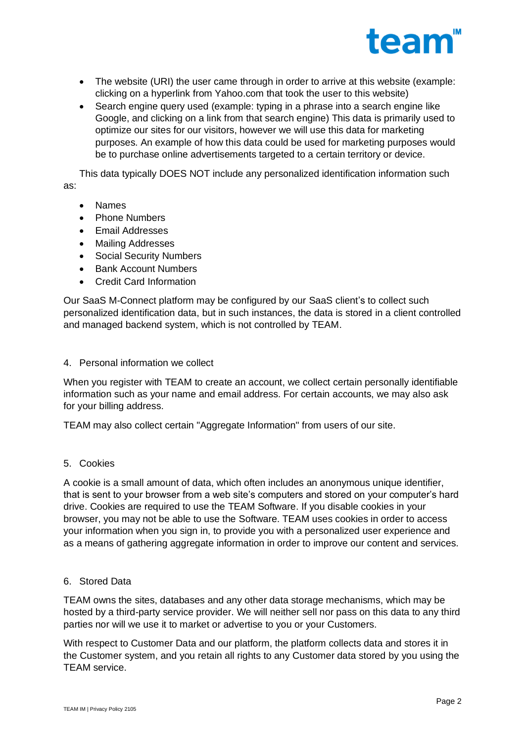- The website (URI) the user came through in order to arrive at this website (example: clicking on a hyperlink from Yahoo.com that took the user to this website)
- Search engine query used (example: typing in a phrase into a search engine like Google, and clicking on a link from that search engine) This data is primarily used to optimize our sites for our visitors, however we will use this data for marketing purposes. An example of how this data could be used for marketing purposes would be to purchase online advertisements targeted to a certain territory or device.

This data typically DOES NOT include any personalized identification information such as:

- Names
- Phone Numbers
- Email Addresses
- Mailing Addresses
- Social Security Numbers
- Bank Account Numbers
- Credit Card Information

Our SaaS M-Connect platform may be configured by our SaaS client's to collect such personalized identification data, but in such instances, the data is stored in a client controlled and managed backend system, which is not controlled by TEAM.

## 4. Personal information we collect

When you register with TEAM to create an account, we collect certain personally identifiable information such as your name and email address. For certain accounts, we may also ask for your billing address.

TEAM may also collect certain "Aggregate Information" from users of our site.

## 5. Cookies

A cookie is a small amount of data, which often includes an anonymous unique identifier, that is sent to your browser from a web site's computers and stored on your computer's hard drive. Cookies are required to use the TEAM Software. If you disable cookies in your browser, you may not be able to use the Software. TEAM uses cookies in order to access your information when you sign in, to provide you with a personalized user experience and as a means of gathering aggregate information in order to improve our content and services.

## 6. Stored Data

TEAM owns the sites, databases and any other data storage mechanisms, which may be hosted by a third-party service provider. We will neither sell nor pass on this data to any third parties nor will we use it to market or advertise to you or your Customers.

With respect to Customer Data and our platform, the platform collects data and stores it in the Customer system, and you retain all rights to any Customer data stored by you using the TEAM service.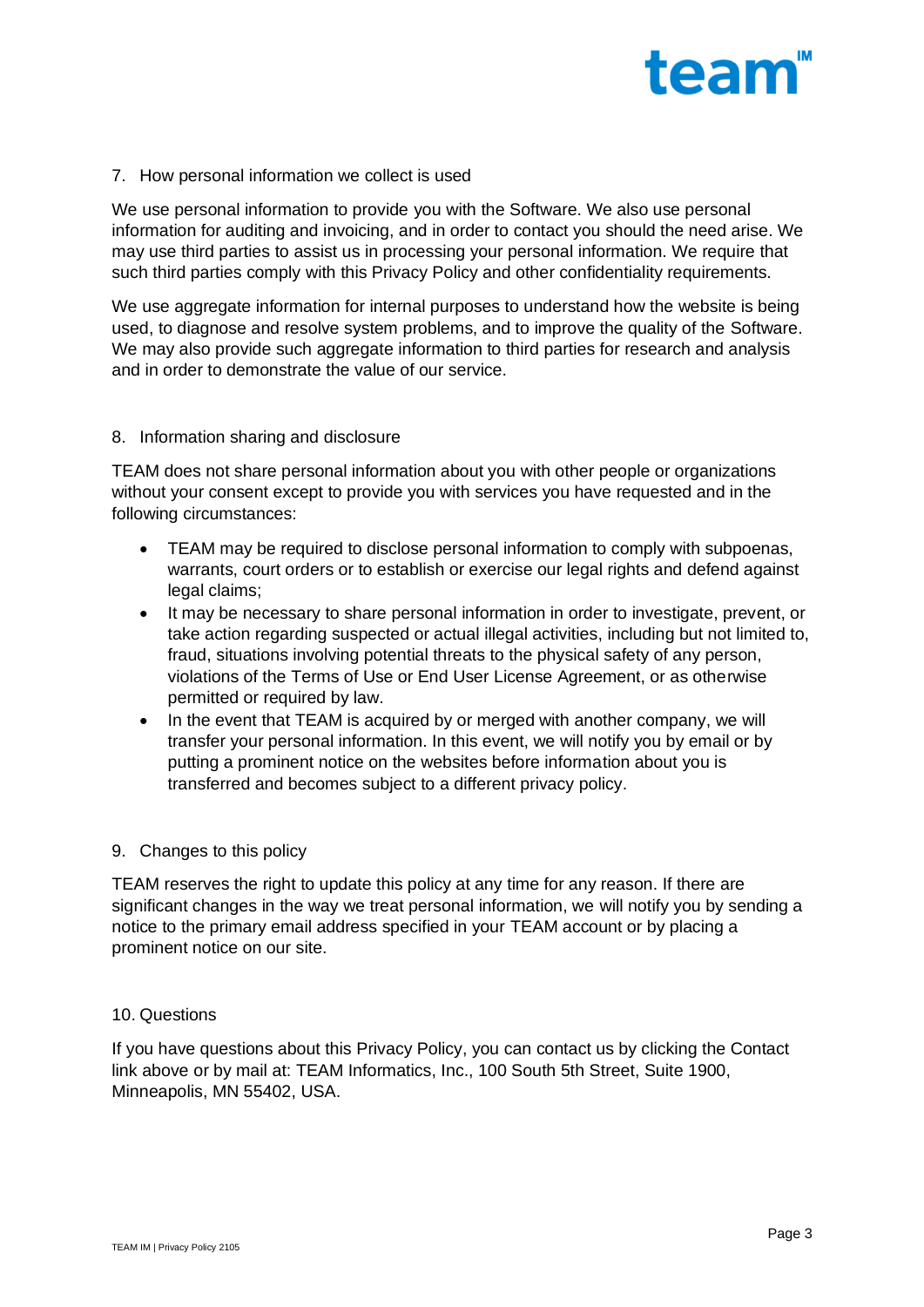## 7. How personal information we collect is used

We use personal information to provide you with the Software. We also use personal information for auditing and invoicing, and in order to contact you should the need arise. We may use third parties to assist us in processing your personal information. We require that such third parties comply with this Privacy Policy and other confidentiality requirements.

We use aggregate information for internal purposes to understand how the website is being used, to diagnose and resolve system problems, and to improve the quality of the Software. We may also provide such aggregate information to third parties for research and analysis and in order to demonstrate the value of our service.

## 8. Information sharing and disclosure

TEAM does not share personal information about you with other people or organizations without your consent except to provide you with services you have requested and in the following circumstances:

- TEAM may be required to disclose personal information to comply with subpoenas, warrants, court orders or to establish or exercise our legal rights and defend against legal claims;
- It may be necessary to share personal information in order to investigate, prevent, or take action regarding suspected or actual illegal activities, including but not limited to, fraud, situations involving potential threats to the physical safety of any person, violations of the Terms of Use or End User License Agreement, or as otherwise permitted or required by law.
- In the event that TEAM is acquired by or merged with another company, we will transfer your personal information. In this event, we will notify you by email or by putting a prominent notice on the websites before information about you is transferred and becomes subject to a different privacy policy.

## 9. Changes to this policy

TEAM reserves the right to update this policy at any time for any reason. If there are significant changes in the way we treat personal information, we will notify you by sending a notice to the primary email address specified in your TEAM account or by placing a prominent notice on our site.

## 10. Questions

If you have questions about this Privacy Policy, you can contact us by clicking the Contact link above or by mail at: TEAM Informatics, Inc., 100 South 5th Street, Suite 1900, Minneapolis, MN 55402, USA.